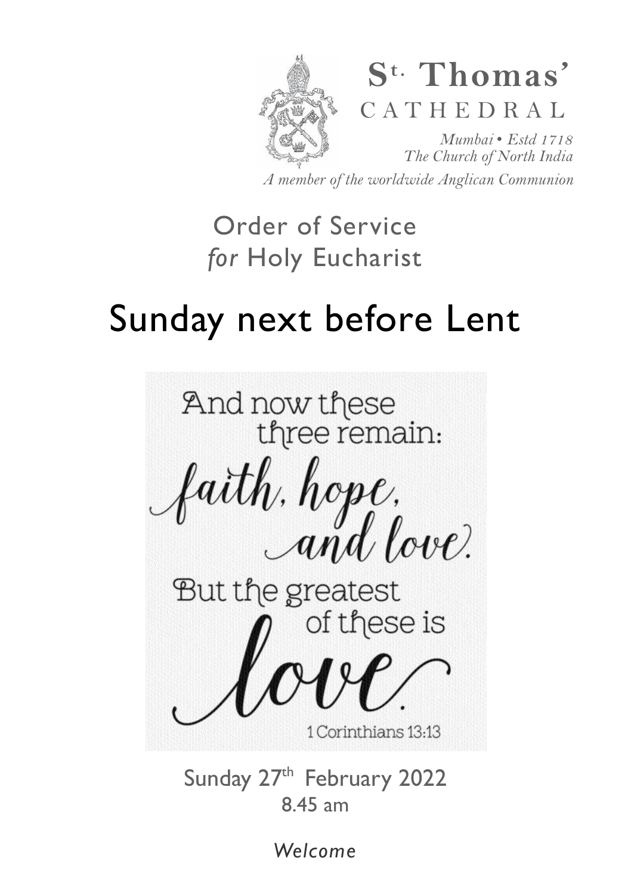# St. Thomas' CATHEDRAL

*Mumbai • Estd 1718*
*The Church of North India*
*A member of the worldwide Anglican Communion*

## Order of Service *for* Holy Eucharist

# Sunday next before Lent

And now these three remain: faith, hope, and love. But the greatest of these is love.

1 Corinthians 13:13

Sunday 27th February 2022
8.45 am

*Welcome*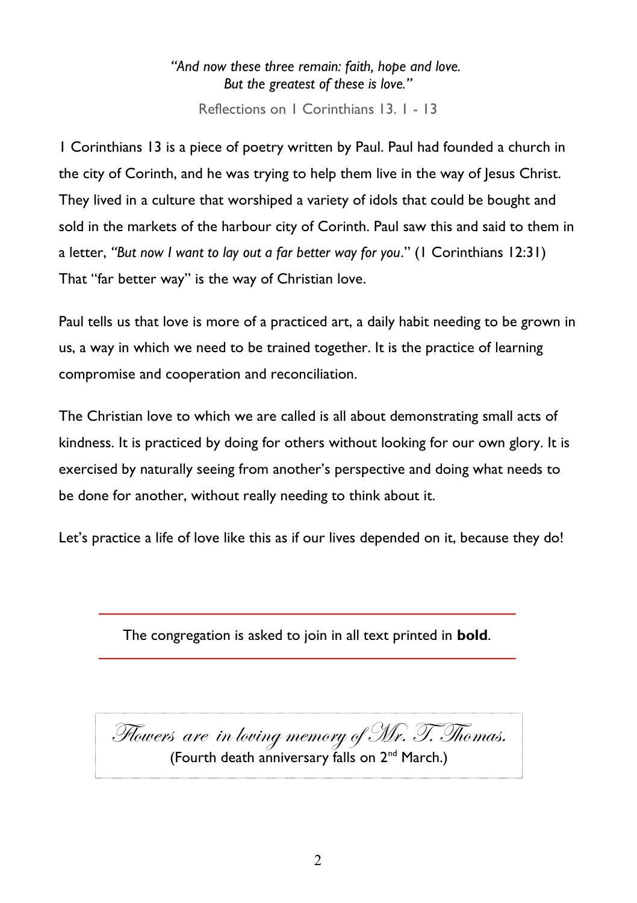*"And now these three remain: faith, hope and love.*
*But the greatest of these is love."*

Reflections on 1 Corinthians 13. 1 - 13

1 Corinthians 13 is a piece of poetry written by Paul. Paul had founded a church in the city of Corinth, and he was trying to help them live in the way of Jesus Christ. They lived in a culture that worshiped a variety of idols that could be bought and sold in the markets of the harbour city of Corinth. Paul saw this and said to them in a letter, *"But now I want to lay out a far better way for you*." (1 Corinthians 12:31) That "far better way" is the way of Christian love.

Paul tells us that love is more of a practiced art, a daily habit needing to be grown in us, a way in which we need to be trained together. It is the practice of learning compromise and cooperation and reconciliation.

The Christian love to which we are called is all about demonstrating small acts of kindness. It is practiced by doing for others without looking for our own glory. It is exercised by naturally seeing from another's perspective and doing what needs to be done for another, without really needing to think about it.

Let's practice a life of love like this as if our lives depended on it, because they do!

---

The congregation is asked to join in all text printed in **bold**.

---

*Flowers are in loving memory of Mr. T. Thomas.*
(Fourth death anniversary falls on 2nd March.)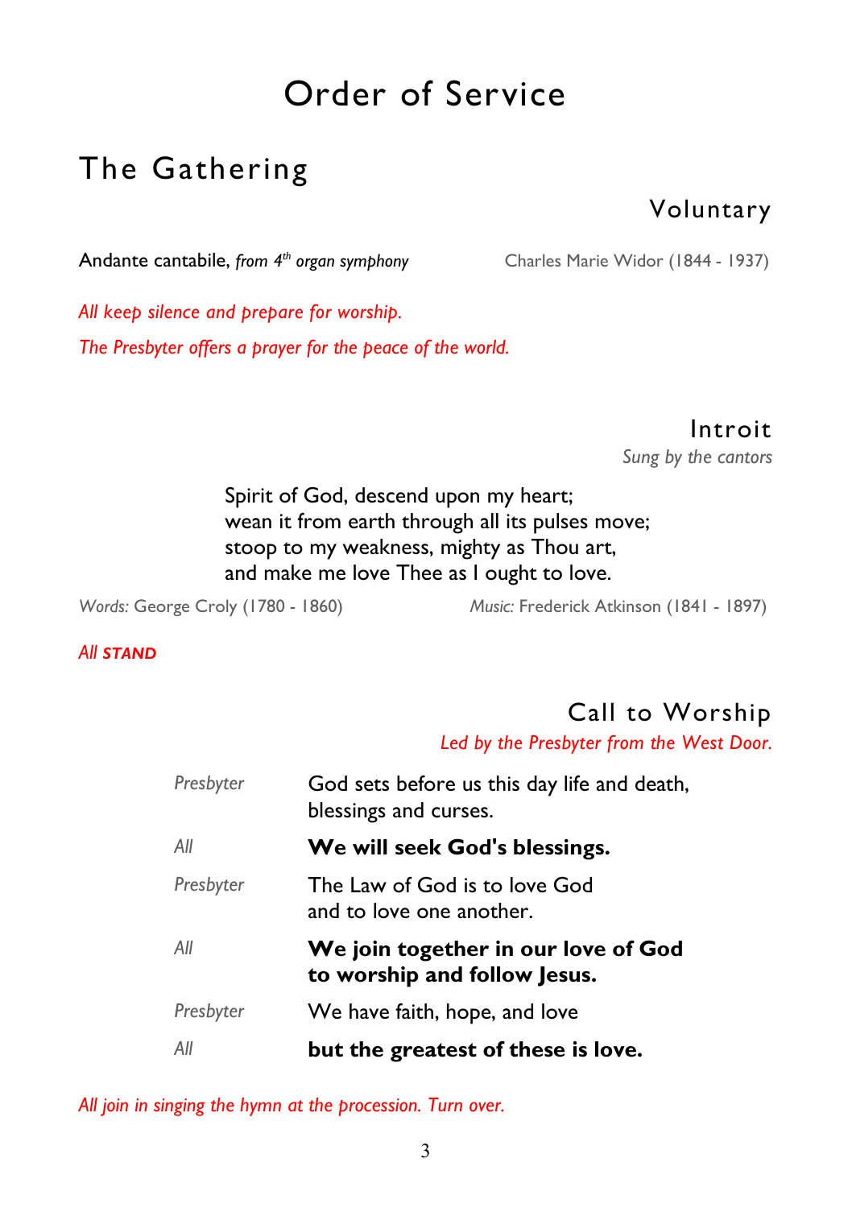# Order of Service

## The Gathering

### Voluntary

Andante cantabile, *from 4th organ symphony* — Charles Marie Widor (1844 - 1937)

*All keep silence and prepare for worship.*

*The Presbyter offers a prayer for the peace of the world.*

### Introit

*Sung by the cantors*

Spirit of God, descend upon my heart;
wean it from earth through all its pulses move;
stoop to my weakness, mighty as Thou art,
and make me love Thee as I ought to love.

*Words:* George Croly (1780 - 1860) — *Music:* Frederick Atkinson (1841 - 1897)

*All* ***STAND***

### Call to Worship

*Led by the Presbyter from the West Door.*

| | |
|---|---|
| *Presbyter* | God sets before us this day life and death, blessings and curses. |
| *All* | **We will seek God's blessings.** |
| *Presbyter* | The Law of God is to love God and to love one another. |
| *All* | **We join together in our love of God to worship and follow Jesus.** |
| *Presbyter* | We have faith, hope, and love |
| *All* | **but the greatest of these is love.** |

*All join in singing the hymn at the procession. Turn over.*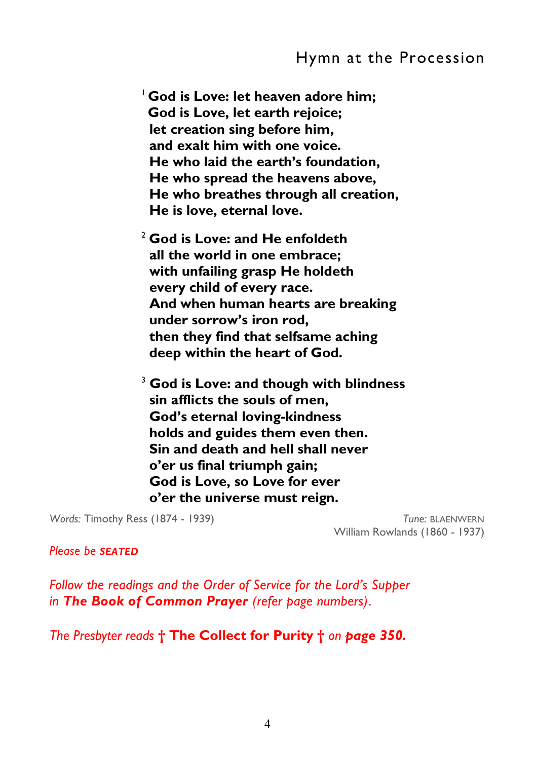## Hymn at the Procession

[1] **God is Love: let heaven adore him;**
**God is Love, let earth rejoice;**
**let creation sing before him,**
**and exalt him with one voice.**
**He who laid the earth's foundation,**
**He who spread the heavens above,**
**He who breathes through all creation,**
**He is love, eternal love.**

[2] **God is Love: and He enfoldeth**
**all the world in one embrace;**
**with unfailing grasp He holdeth**
**every child of every race.**
**And when human hearts are breaking**
**under sorrow's iron rod,**
**then they find that selfsame aching**
**deep within the heart of God.**

[3] **God is Love: and though with blindness**
**sin afflicts the souls of men,**
**God's eternal loving-kindness**
**holds and guides them even then.**
**Sin and death and hell shall never**
**o'er us final triumph gain;**
**God is Love, so Love for ever**
**o'er the universe must reign.**

*Words:* Timothy Ress (1874 - 1939)

*Tune:* BLAENWERN
William Rowlands (1860 - 1937)

*Please be* ***SEATED***

*Follow the readings and the Order of Service for the Lord's Supper in* ***The Book of Common Prayer*** *(refer page numbers).*

*The Presbyter reads* **† The Collect for Purity †** *on* ***page 350.***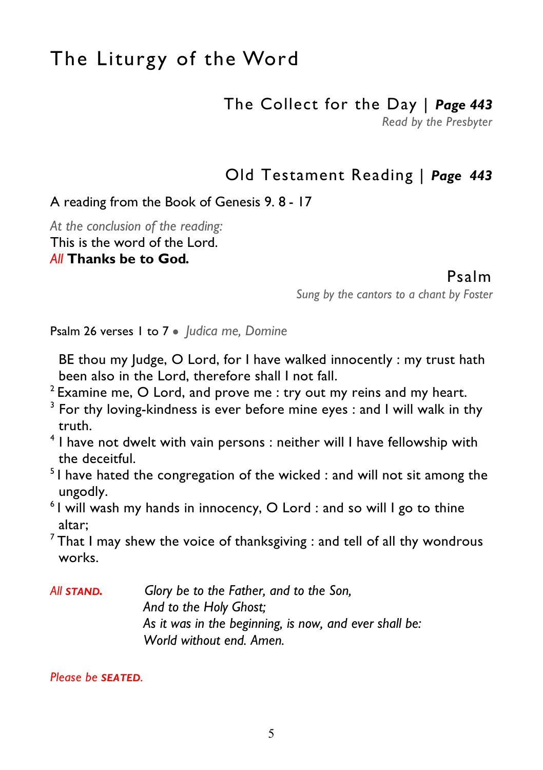# The Liturgy of the Word

## The Collect for the Day | ***Page 443***

*Read by the Presbyter*

## Old Testament Reading | ***Page 443***

A reading from the Book of Genesis 9. 8 - 17

*At the conclusion of the reading:*
This is the word of the Lord.
*All* **Thanks be to God.**

## Psalm

*Sung by the cantors to a chant by Foster*

Psalm 26 verses 1 to 7 • *Judica me, Domine*

BE thou my Judge, O Lord, for I have walked innocently : my trust hath been also in the Lord, therefore shall I not fall.
2 Examine me, O Lord, and prove me : try out my reins and my heart.
3 For thy loving-kindness is ever before mine eyes : and I will walk in thy truth.
4 I have not dwelt with vain persons : neither will I have fellowship with the deceitful.
5 I have hated the congregation of the wicked : and will not sit among the ungodly.
6 I will wash my hands in innocency, O Lord : and so will I go to thine altar;
7 That I may shew the voice of thanksgiving : and tell of all thy wondrous works.

*All* ***STAND.***

*Glory be to the Father, and to the Son,*
*And to the Holy Ghost;*
*As it was in the beginning, is now, and ever shall be:*
*World without end. Amen.*

*Please be* ***SEATED.***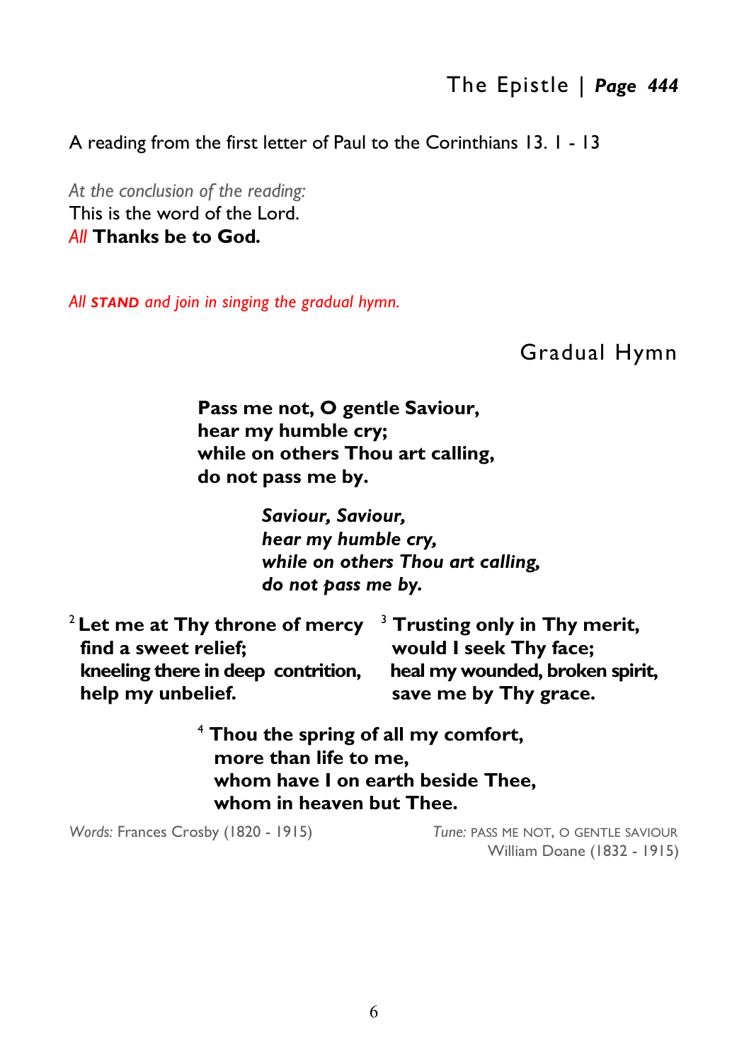## The Epistle | ***Page 444***

A reading from the first letter of Paul to the Corinthians 13. 1 - 13

*At the conclusion of the reading:*
This is the word of the Lord.
*All* **Thanks be to God.**

*All* ***STAND*** *and join in singing the gradual hymn.*

## Gradual Hymn

**Pass me not, O gentle Saviour,
hear my humble cry;
while on others Thou art calling,
do not pass me by.**

***Saviour, Saviour,
hear my humble cry,
while on others Thou art calling,
do not pass me by.***

2 **Let me at Thy throne of mercy
find a sweet relief;
kneeling there in deep contrition,
help my unbelief.**

3 **Trusting only in Thy merit,
would I seek Thy face;
heal my wounded, broken spirit,
save me by Thy grace.**

4 **Thou the spring of all my comfort,
more than life to me,
whom have I on earth beside Thee,
whom in heaven but Thee.**

*Words:* Frances Crosby (1820 - 1915)

*Tune:* PASS ME NOT, O GENTLE SAVIOUR
William Doane (1832 - 1915)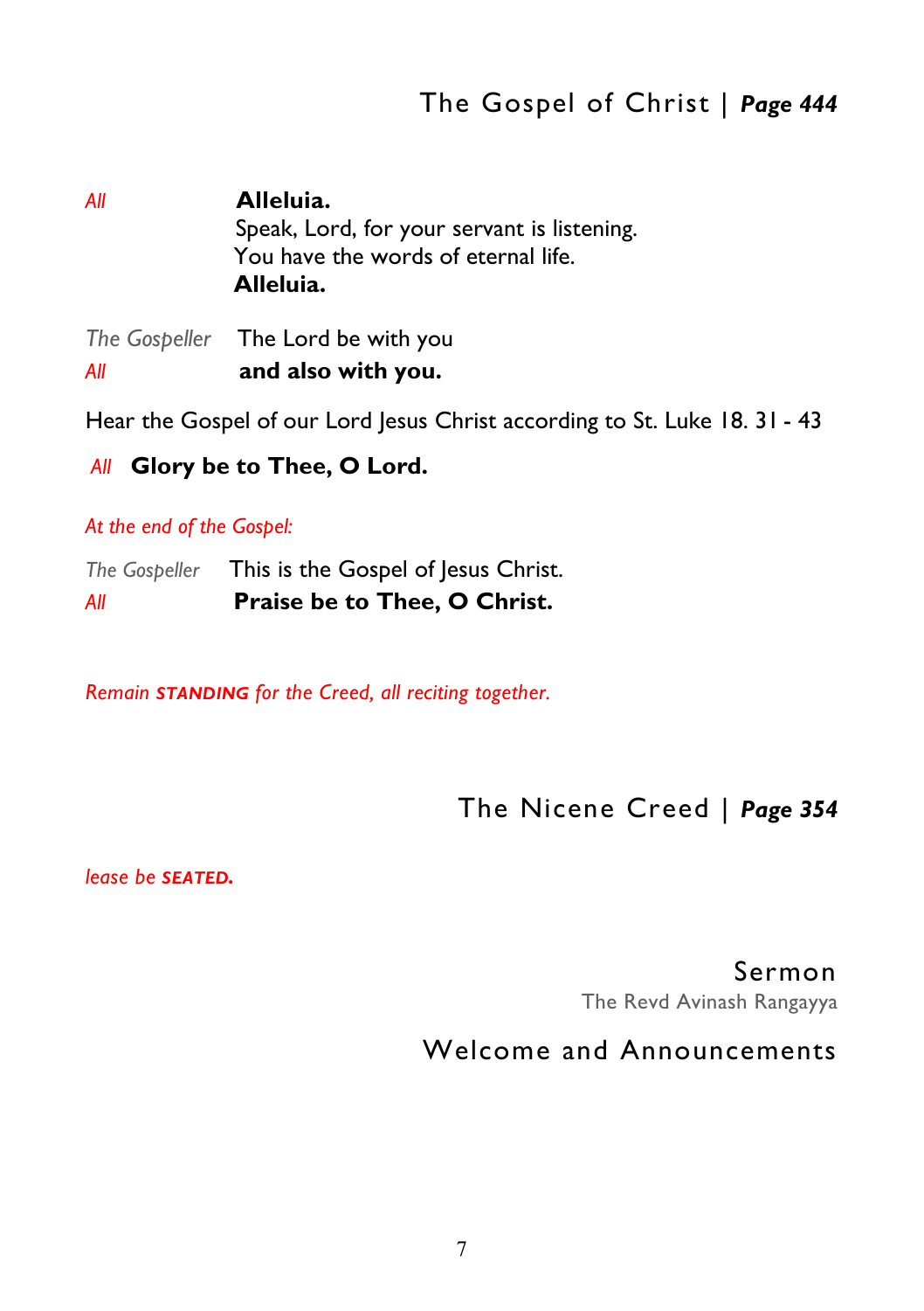## The Gospel of Christ | ***Page 444***

*All* **Alleluia.**
Speak, Lord, for your servant is listening.
You have the words of eternal life.
**Alleluia.**

*The Gospeller* The Lord be with you
*All* **and also with you.**

Hear the Gospel of our Lord Jesus Christ according to St. Luke 18. 31 - 43

*All* **Glory be to Thee, O Lord.**

*At the end of the Gospel:*

*The Gospeller* This is the Gospel of Jesus Christ.
*All* **Praise be to Thee, O Christ.**

*Remain* ***STANDING*** *for the Creed, all reciting together.*

## The Nicene Creed | ***Page 354***

*lease be* ***SEATED.***

## Sermon

The Revd Avinash Rangayya

## Welcome and Announcements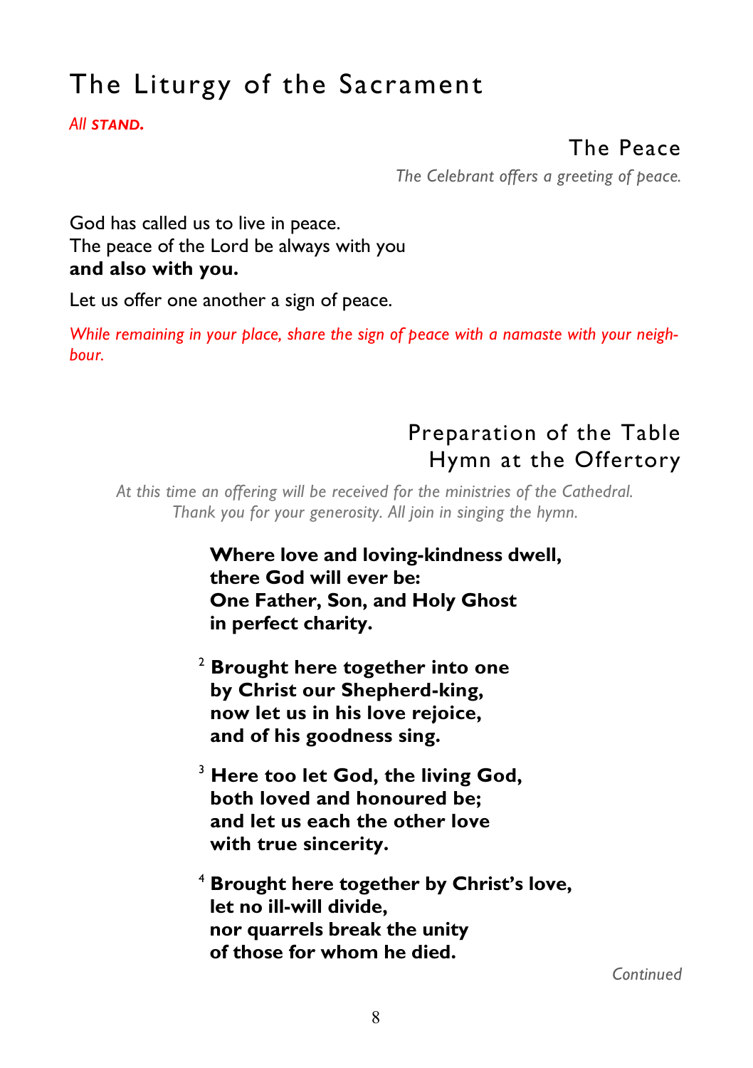# The Liturgy of the Sacrament

*All* ***STAND.***

## The Peace

*The Celebrant offers a greeting of peace.*

God has called us to live in peace.
The peace of the Lord be always with you
**and also with you.**

Let us offer one another a sign of peace.

*While remaining in your place, share the sign of peace with a namaste with your neighbour.*

## Preparation of the Table
## Hymn at the Offertory

*At this time an offering will be received for the ministries of the Cathedral. Thank you for your generosity. All join in singing the hymn.*

**Where love and loving-kindness dwell,**
**there God will ever be:**
**One Father, Son, and Holy Ghost**
**in perfect charity.**

2 **Brought here together into one**
**by Christ our Shepherd-king,**
**now let us in his love rejoice,**
**and of his goodness sing.**

3 **Here too let God, the living God,**
**both loved and honoured be;**
**and let us each the other love**
**with true sincerity.**

4 **Brought here together by Christ's love,**
**let no ill-will divide,**
**nor quarrels break the unity**
**of those for whom he died.**

*Continued*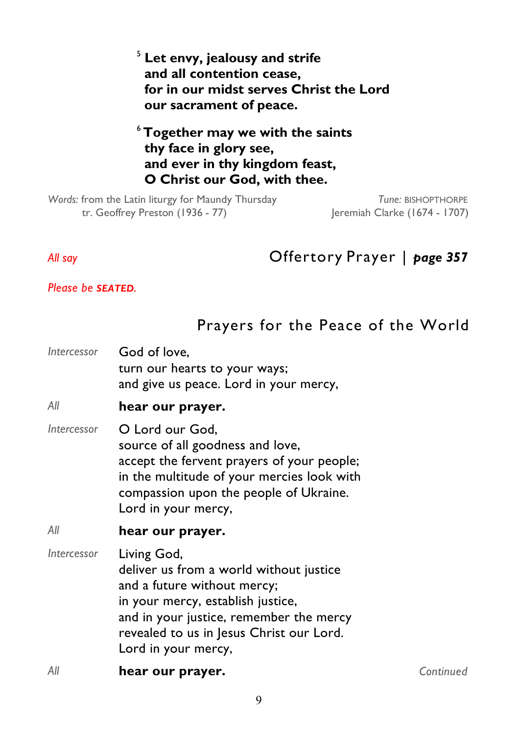[5] **Let envy, jealousy and strife**
**and all contention cease,**
**for in our midst serves Christ the Lord**
**our sacrament of peace.**

[6] **Together may we with the saints**
**thy face in glory see,**
**and ever in thy kingdom feast,**
**O Christ our God, with thee.**

*Words:* from the Latin liturgy for Maundy Thursday
tr. Geoffrey Preston (1936 - 77)

*Tune:* BISHOPTHORPE
Jeremiah Clarke (1674 - 1707)

*All say* Offertory Prayer | ***page 357***

*Please be **SEATED**.*

## Prayers for the Peace of the World

*Intercessor* God of love,
turn our hearts to your ways;
and give us peace. Lord in your mercy,

*All* **hear our prayer.**

*Intercessor* O Lord our God,
source of all goodness and love,
accept the fervent prayers of your people;
in the multitude of your mercies look with compassion upon the people of Ukraine.
Lord in your mercy,

*All* **hear our prayer.**

*Intercessor* Living God,
deliver us from a world without justice
and a future without mercy;
in your mercy, establish justice,
and in your justice, remember the mercy
revealed to us in Jesus Christ our Lord.
Lord in your mercy,

*All* **hear our prayer.**

*Continued*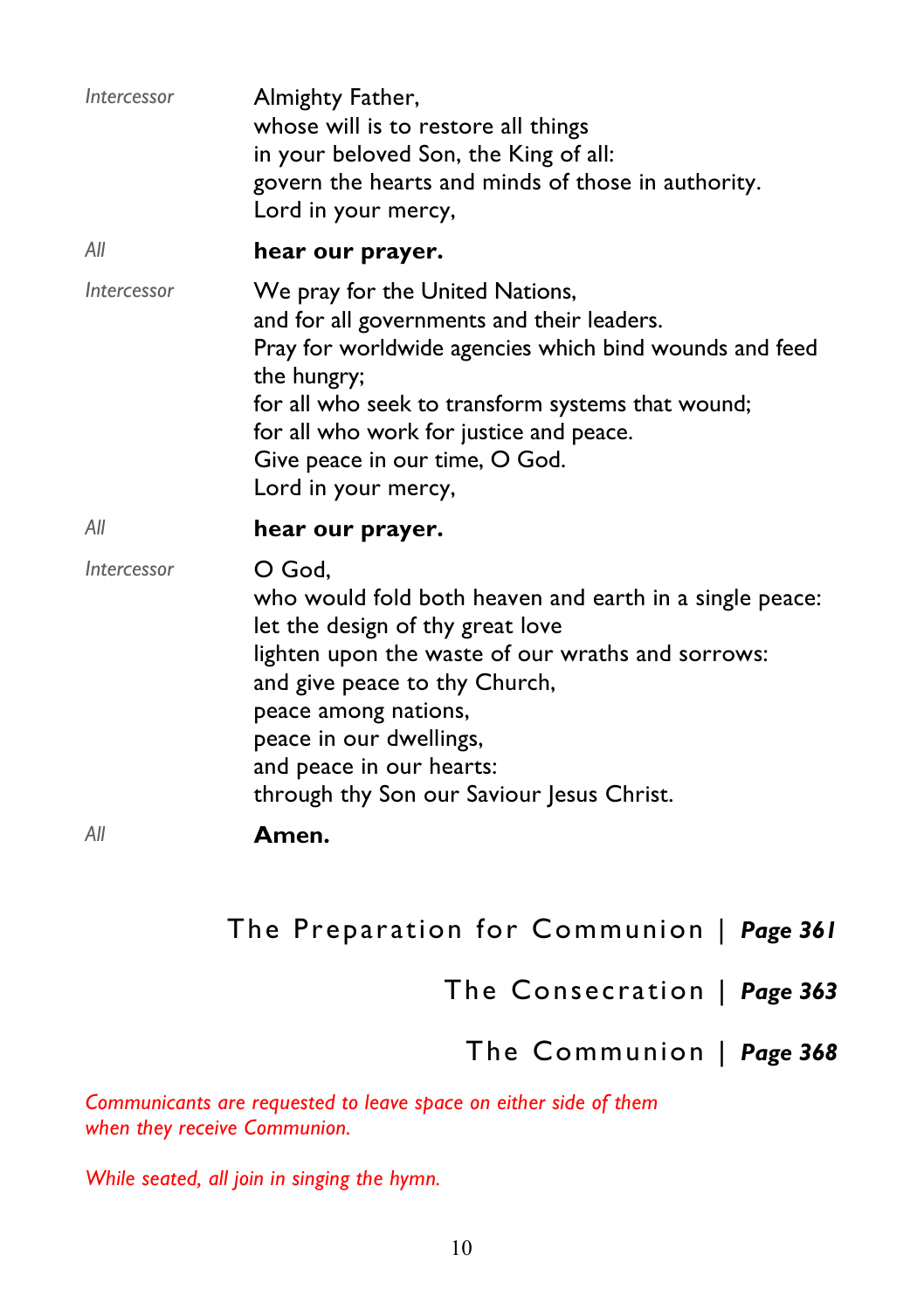*Intercessor* Almighty Father,
whose will is to restore all things
in your beloved Son, the King of all:
govern the hearts and minds of those in authority.
Lord in your mercy,

*All* **hear our prayer.**

*Intercessor* We pray for the United Nations,
and for all governments and their leaders.
Pray for worldwide agencies which bind wounds and feed the hungry;
for all who seek to transform systems that wound;
for all who work for justice and peace.
Give peace in our time, O God.
Lord in your mercy,

*All* **hear our prayer.**

*Intercessor* O God,
who would fold both heaven and earth in a single peace:
let the design of thy great love
lighten upon the waste of our wraths and sorrows:
and give peace to thy Church,
peace among nations,
peace in our dwellings,
and peace in our hearts:
through thy Son our Saviour Jesus Christ.

*All* **Amen.**

## The Preparation for Communion | *Page 361*

## The Consecration | *Page 363*

## The Communion | *Page 368*

*Communicants are requested to leave space on either side of them when they receive Communion.*

*While seated, all join in singing the hymn.*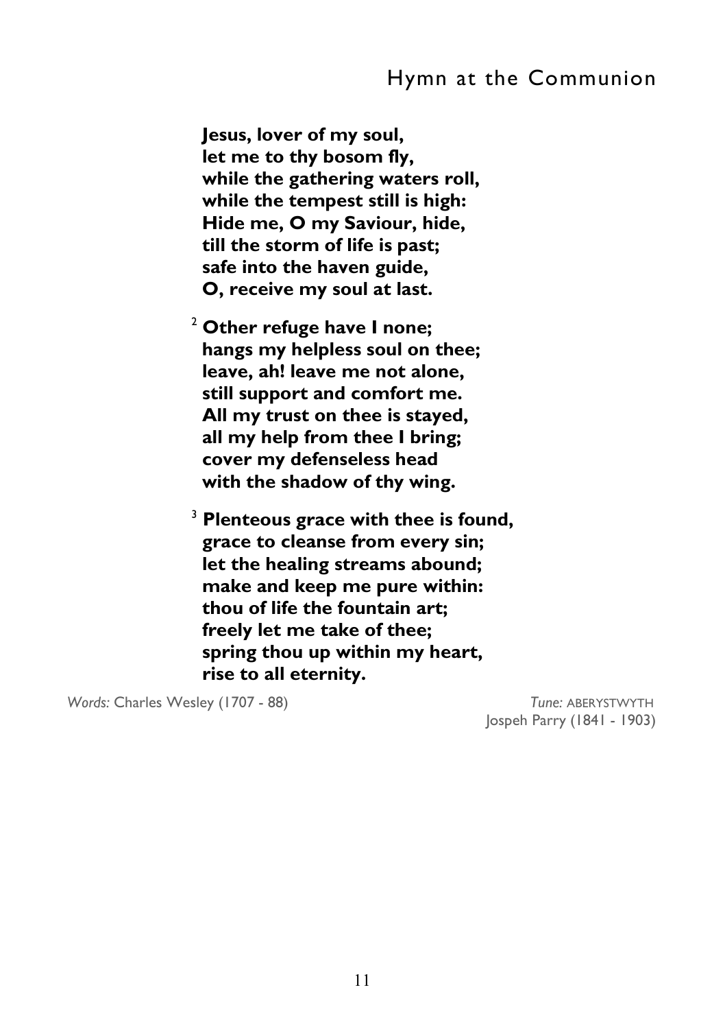## Hymn at the Communion

**Jesus, lover of my soul,**
**let me to thy bosom fly,**
**while the gathering waters roll,**
**while the tempest still is high:**
**Hide me, O my Saviour, hide,**
**till the storm of life is past;**
**safe into the haven guide,**
**O, receive my soul at last.**

2 **Other refuge have I none;**
**hangs my helpless soul on thee;**
**leave, ah! leave me not alone,**
**still support and comfort me.**
**All my trust on thee is stayed,**
**all my help from thee I bring;**
**cover my defenseless head**
**with the shadow of thy wing.**

3 **Plenteous grace with thee is found,**
**grace to cleanse from every sin;**
**let the healing streams abound;**
**make and keep me pure within:**
**thou of life the fountain art;**
**freely let me take of thee;**
**spring thou up within my heart,**
**rise to all eternity.**

*Words:* Charles Wesley (1707 - 88)

*Tune:* ABERYSTWYTH
Jospeh Parry (1841 - 1903)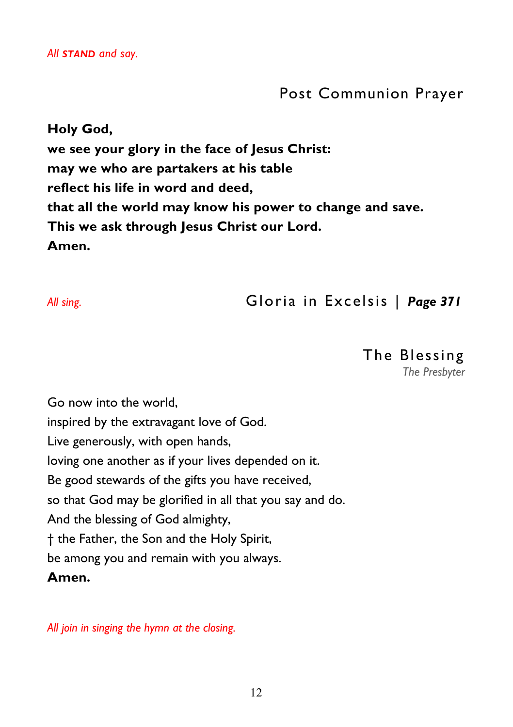*All **STAND** and say.*

## Post Communion Prayer

**Holy God,**  
**we see your glory in the face of Jesus Christ:**  
**may we who are partakers at his table**  
**reflect his life in word and deed,**  
**that all the world may know his power to change and save.**  
**This we ask through Jesus Christ our Lord.**  
**Amen.**

*All sing.*

## Gloria in Excelsis | ***Page 371***

## The Blessing

*The Presbyter*

Go now into the world,  
inspired by the extravagant love of God.  
Live generously, with open hands,  
loving one another as if your lives depended on it.  
Be good stewards of the gifts you have received,  
so that God may be glorified in all that you say and do.  
And the blessing of God almighty,  
† the Father, the Son and the Holy Spirit,  
be among you and remain with you always.  
**Amen.**

*All join in singing the hymn at the closing.*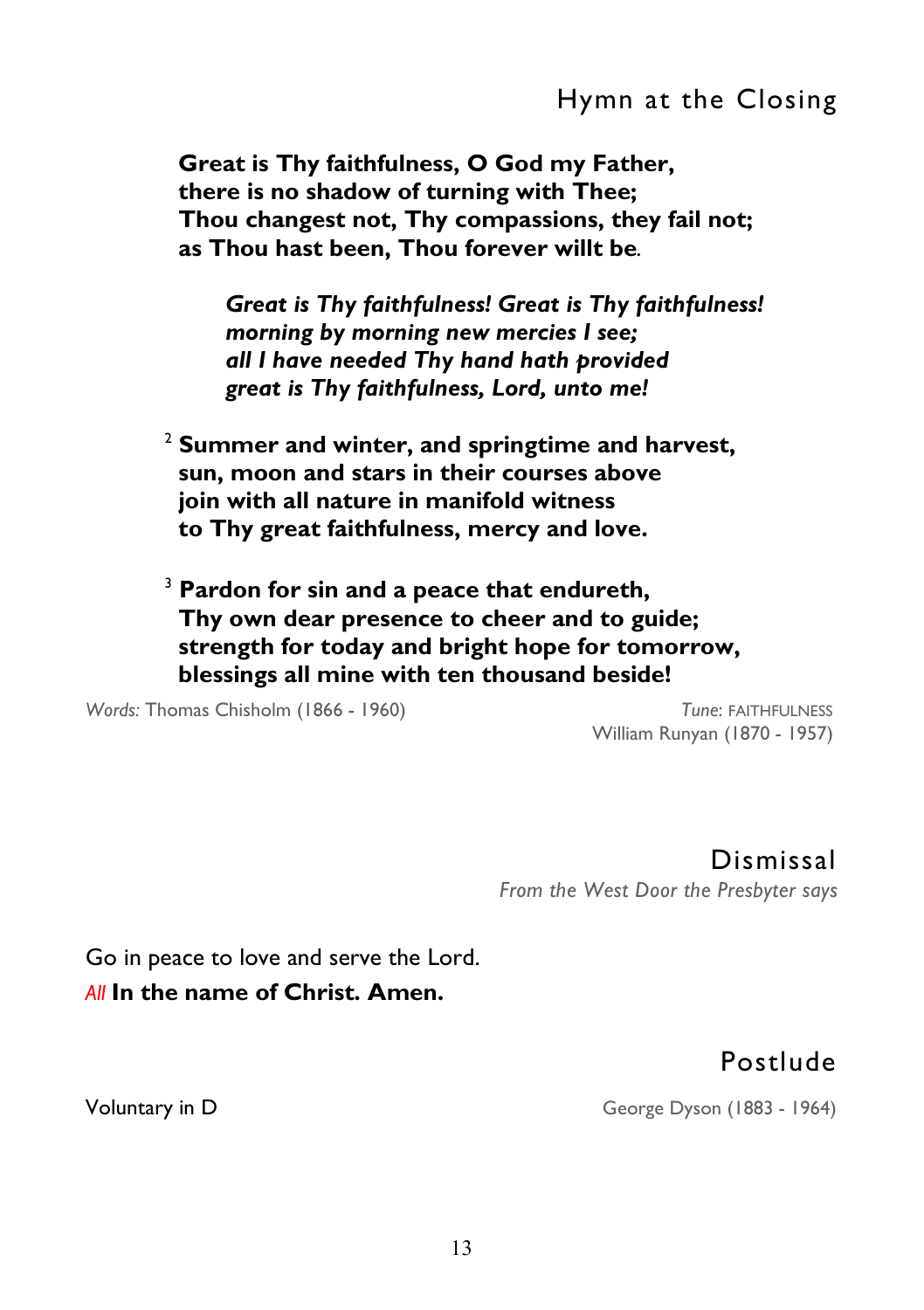## Hymn at the Closing

**Great is Thy faithfulness, O God my Father,**
**there is no shadow of turning with Thee;**
**Thou changest not, Thy compassions, they fail not;**
**as Thou hast been, Thou forever willt be**.

***Great is Thy faithfulness! Great is Thy faithfulness!***
***morning by morning new mercies I see;***
***all I have needed Thy hand hath provided***
***great is Thy faithfulness, Lord, unto me!***

2 **Summer and winter, and springtime and harvest,**
**sun, moon and stars in their courses above**
**join with all nature in manifold witness**
**to Thy great faithfulness, mercy and love.**

3 **Pardon for sin and a peace that endureth,**
**Thy own dear presence to cheer and to guide;**
**strength for today and bright hope for tomorrow,**
**blessings all mine with ten thousand beside!**

*Words:* Thomas Chisholm (1866 - 1960)

*Tune*: FAITHFULNESS
William Runyan (1870 - 1957)

## Dismissal

*From the West Door the Presbyter says*

Go in peace to love and serve the Lord.

*All* **In the name of Christ. Amen.**

## Postlude

Voluntary in D — George Dyson (1883 - 1964)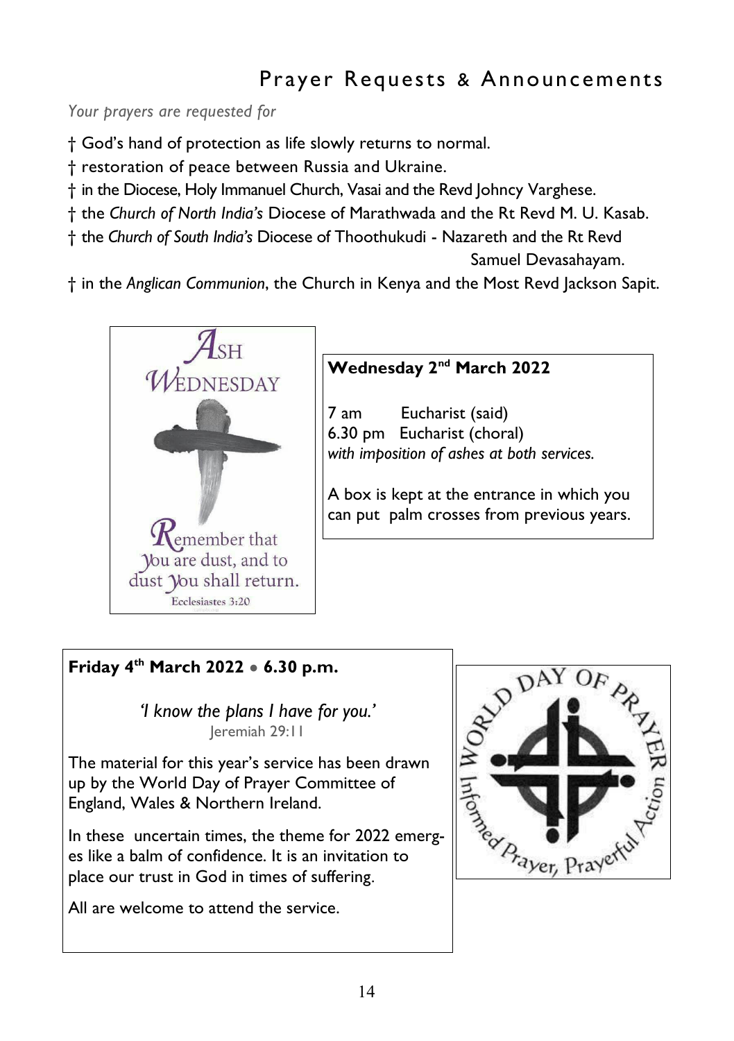# Prayer Requests & Announcements

*Your prayers are requested for*

† God's hand of protection as life slowly returns to normal.
† restoration of peace between Russia and Ukraine.
† in the Diocese, Holy Immanuel Church, Vasai and the Revd Johncy Varghese.
† the *Church of North India's* Diocese of Marathwada and the Rt Revd M. U. Kasab.
† the *Church of South India's* Diocese of Thoothukudi - Nazareth and the Rt Revd Samuel Devasahayam.
† in the *Anglican Communion*, the Church in Kenya and the Most Revd Jackson Sapit.

Ash Wednesday

Remember that you are dust, and to dust you shall return.
Ecclesiastes 3:20

**Wednesday 2nd March 2022**

7 am Eucharist (said)
6.30 pm Eucharist (choral)
*with imposition of ashes at both services.*

A box is kept at the entrance in which you can put palm crosses from previous years.

**Friday 4th March 2022 • 6.30 p.m.**

*'I know the plans I have for you.'*
Jeremiah 29:11

The material for this year's service has been drawn up by the World Day of Prayer Committee of England, Wales & Northern Ireland.

In these uncertain times, the theme for 2022 emerges like a balm of confidence. It is an invitation to place our trust in God in times of suffering.

All are welcome to attend the service.

World Day of Prayer
Informed Prayer, Prayerful Action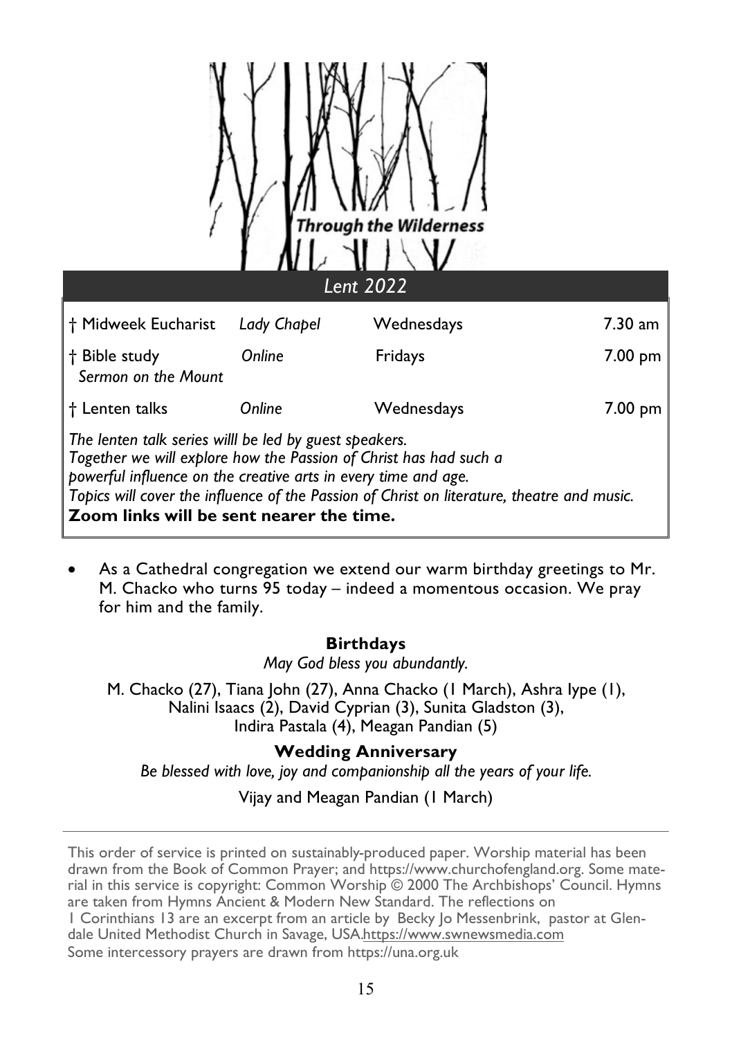Through the Wilderness

## *Lent 2022*

| | | | |
|---|---|---|---|
| † Midweek Eucharist | *Lady Chapel* | Wednesdays | 7.30 am |
| † Bible study *Sermon on the Mount* | *Online* | Fridays | 7.00 pm |
| † Lenten talks | *Online* | Wednesdays | 7.00 pm |

*The lenten talk series willl be led by guest speakers.*
*Together we will explore how the Passion of Christ has had such a powerful influence on the creative arts in every time and age.*
*Topics will cover the influence of the Passion of Christ on literature, theatre and music.*
**Zoom links will be sent nearer the time.**

- As a Cathedral congregation we extend our warm birthday greetings to Mr. M. Chacko who turns 95 today – indeed a momentous occasion. We pray for him and the family.

**Birthdays**

*May God bless you abundantly.*

M. Chacko (27), Tiana John (27), Anna Chacko (1 March), Ashra Iype (1), Nalini Isaacs (2), David Cyprian (3), Sunita Gladston (3), Indira Pastala (4), Meagan Pandian (5)

**Wedding Anniversary**

*Be blessed with love, joy and companionship all the years of your life.*

Vijay and Meagan Pandian (1 March)

---

This order of service is printed on sustainably-produced paper. Worship material has been drawn from the Book of Common Prayer; and https://www.churchofengland.org. Some material in this service is copyright: Common Worship © 2000 The Archbishops' Council. Hymns are taken from Hymns Ancient & Modern New Standard. The reflections on 1 Corinthians 13 are an excerpt from an article by Becky Jo Messenbrink, pastor at Glendale United Methodist Church in Savage, USA.https://www.swnewsmedia.com
Some intercessory prayers are drawn from https://una.org.uk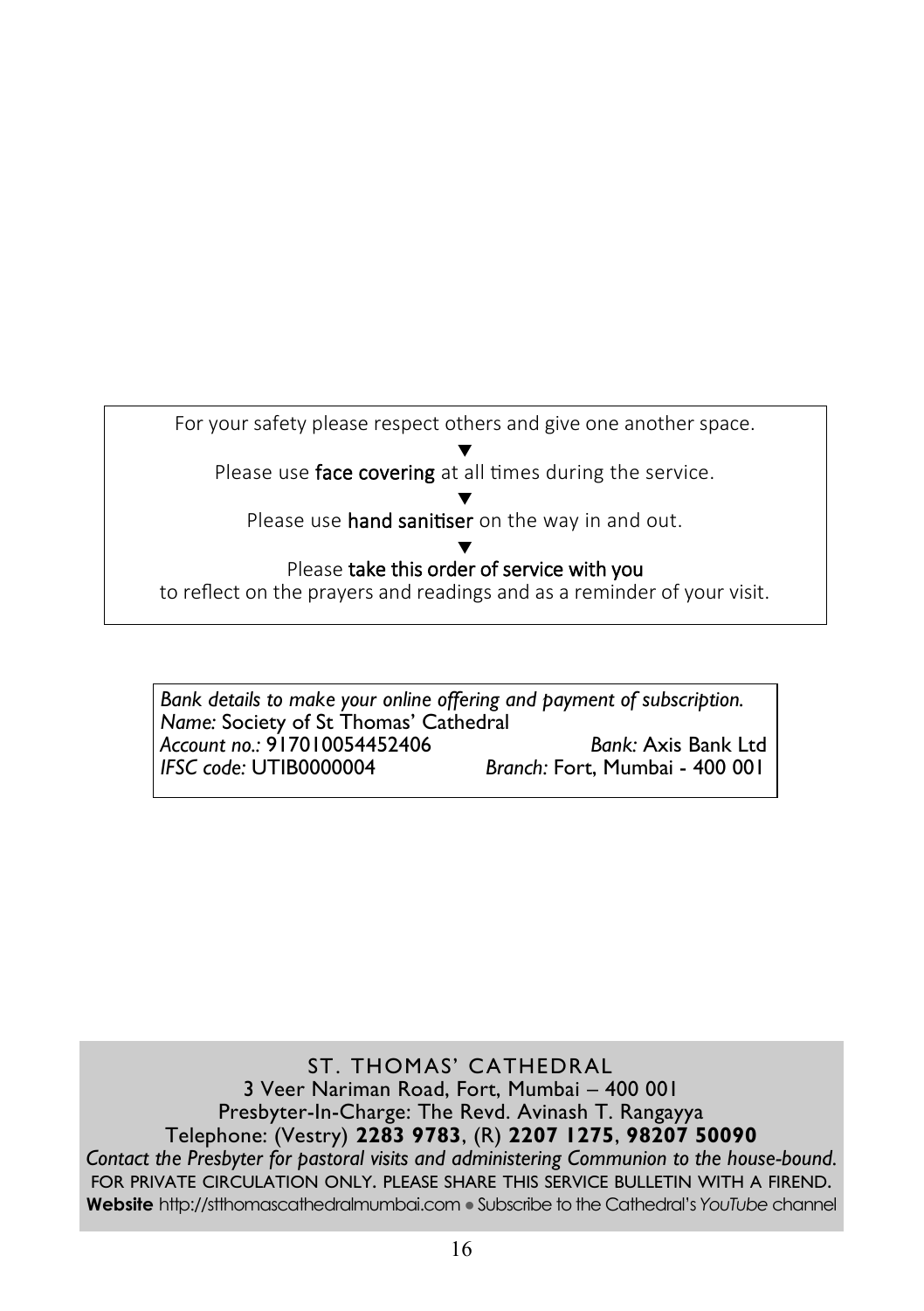For your safety please respect others and give one another space.

▼

Please use **face covering** at all times during the service.

▼

Please use **hand sanitiser** on the way in and out.

▼

Please **take this order of service with you**
to reflect on the prayers and readings and as a reminder of your visit.

*Bank details to make your online offering and payment of subscription.*
*Name:* Society of St Thomas' Cathedral
*Account no.:* 917010054452406 *Bank:* Axis Bank Ltd
*IFSC code:* UTIB0000004 *Branch:* Fort, Mumbai - 400 001

ST. THOMAS' CATHEDRAL
3 Veer Nariman Road, Fort, Mumbai – 400 001
Presbyter-In-Charge: The Revd. Avinash T. Rangayya
Telephone: (Vestry) **2283 9783**, (R) **2207 1275**, **98207 50090**
*Contact the Presbyter for pastoral visits and administering Communion to the house-bound.*
FOR PRIVATE CIRCULATION ONLY. PLEASE SHARE THIS SERVICE BULLETIN WITH A FIREND.
**Website** http://stthomascathedralmumbai.com • Subscribe to the Cathedral's *YouTube* channel